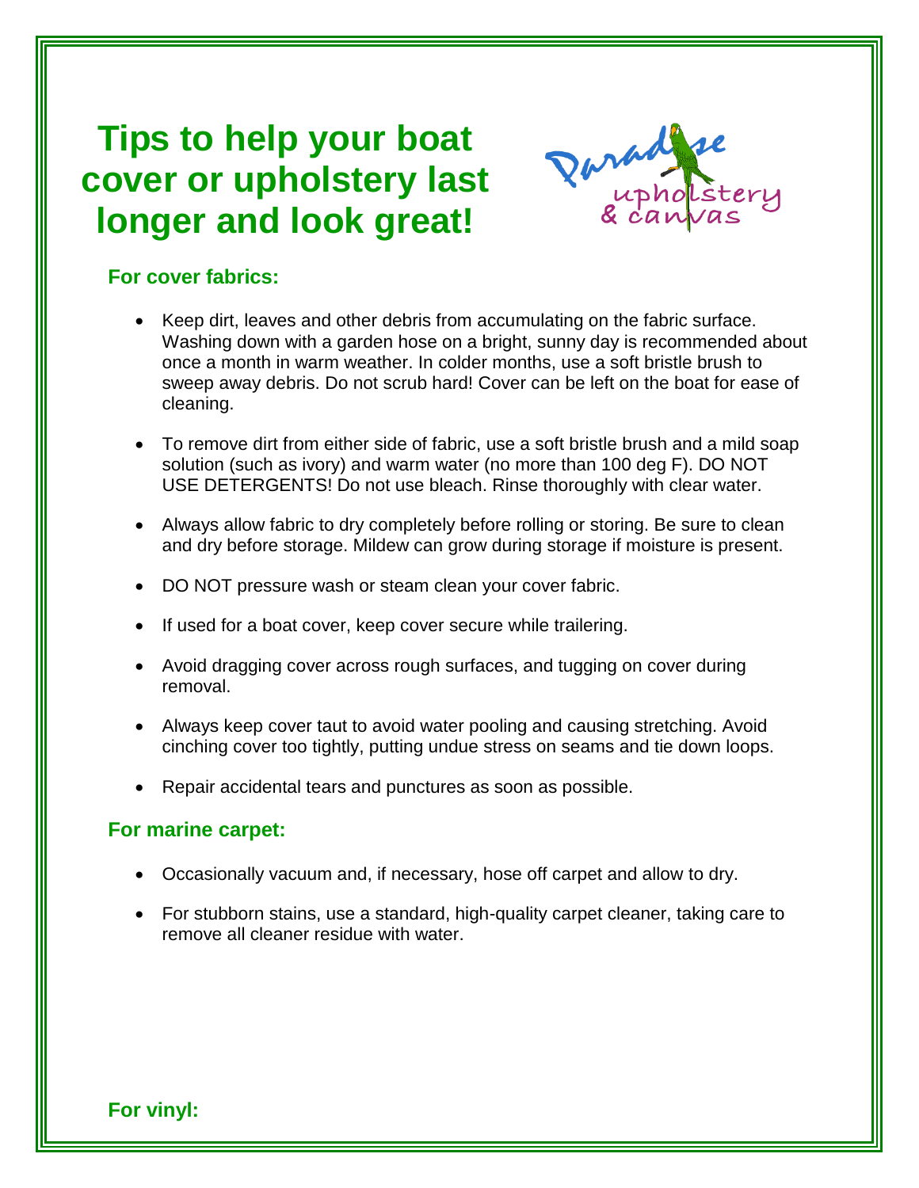# Tips to help your boat cover or upholstery last longer and look great!

Paradise upholstery & canvas

## For cover fabrics:

- Keep dirt, leaves and other debris from accumulating on the fabric surface. Washing down with a garden hose on a bright, sunny day is recommended about once a month in warm weather. In colder months, use a soft bristle brush to sweep away debris. Do not scrub hard! Cover can be left on the boat for ease of cleaning.

- To remove dirt from either side of fabric, use a soft bristle brush and a mild soap solution (such as ivory) and warm water (no more than 100 deg F). DO NOT USE DETERGENTS! Do not use bleach. Rinse thoroughly with clear water.

- Always allow fabric to dry completely before rolling or storing. Be sure to clean and dry before storage. Mildew can grow during storage if moisture is present.

- DO NOT pressure wash or steam clean your cover fabric.

- If used for a boat cover, keep cover secure while trailering.

- Avoid dragging cover across rough surfaces, and tugging on cover during removal.

- Always keep cover taut to avoid water pooling and causing stretching. Avoid cinching cover too tightly, putting undue stress on seams and tie down loops.

- Repair accidental tears and punctures as soon as possible.

## For marine carpet:

- Occasionally vacuum and, if necessary, hose off carpet and allow to dry.

- For stubborn stains, use a standard, high-quality carpet cleaner, taking care to remove all cleaner residue with water.

## For vinyl: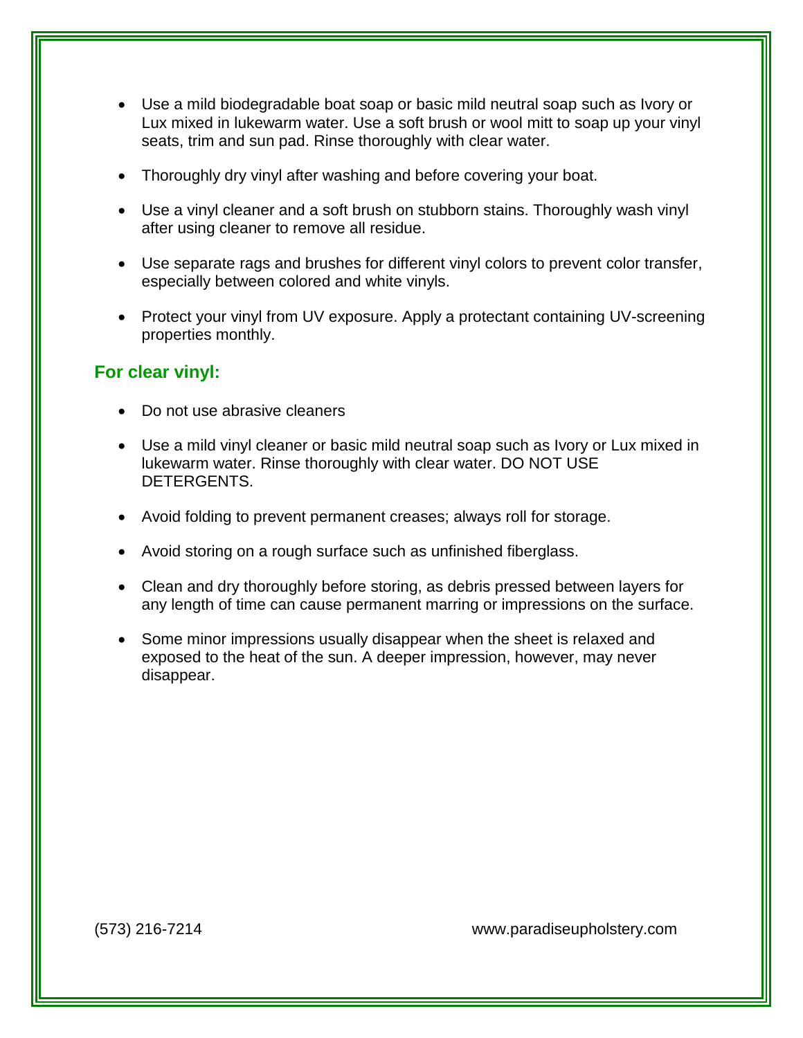- Use a mild biodegradable boat soap or basic mild neutral soap such as Ivory or Lux mixed in lukewarm water. Use a soft brush or wool mitt to soap up your vinyl seats, trim and sun pad. Rinse thoroughly with clear water.
- Thoroughly dry vinyl after washing and before covering your boat.
- Use a vinyl cleaner and a soft brush on stubborn stains. Thoroughly wash vinyl after using cleaner to remove all residue.
- Use separate rags and brushes for different vinyl colors to prevent color transfer, especially between colored and white vinyls.
- Protect your vinyl from UV exposure. Apply a protectant containing UV-screening properties monthly.

## For clear vinyl:

- Do not use abrasive cleaners
- Use a mild vinyl cleaner or basic mild neutral soap such as Ivory or Lux mixed in lukewarm water. Rinse thoroughly with clear water. DO NOT USE DETERGENTS.
- Avoid folding to prevent permanent creases; always roll for storage.
- Avoid storing on a rough surface such as unfinished fiberglass.
- Clean and dry thoroughly before storing, as debris pressed between layers for any length of time can cause permanent marring or impressions on the surface.
- Some minor impressions usually disappear when the sheet is relaxed and exposed to the heat of the sun. A deeper impression, however, may never disappear.

(573) 216-7214 www.paradiseupholstery.com